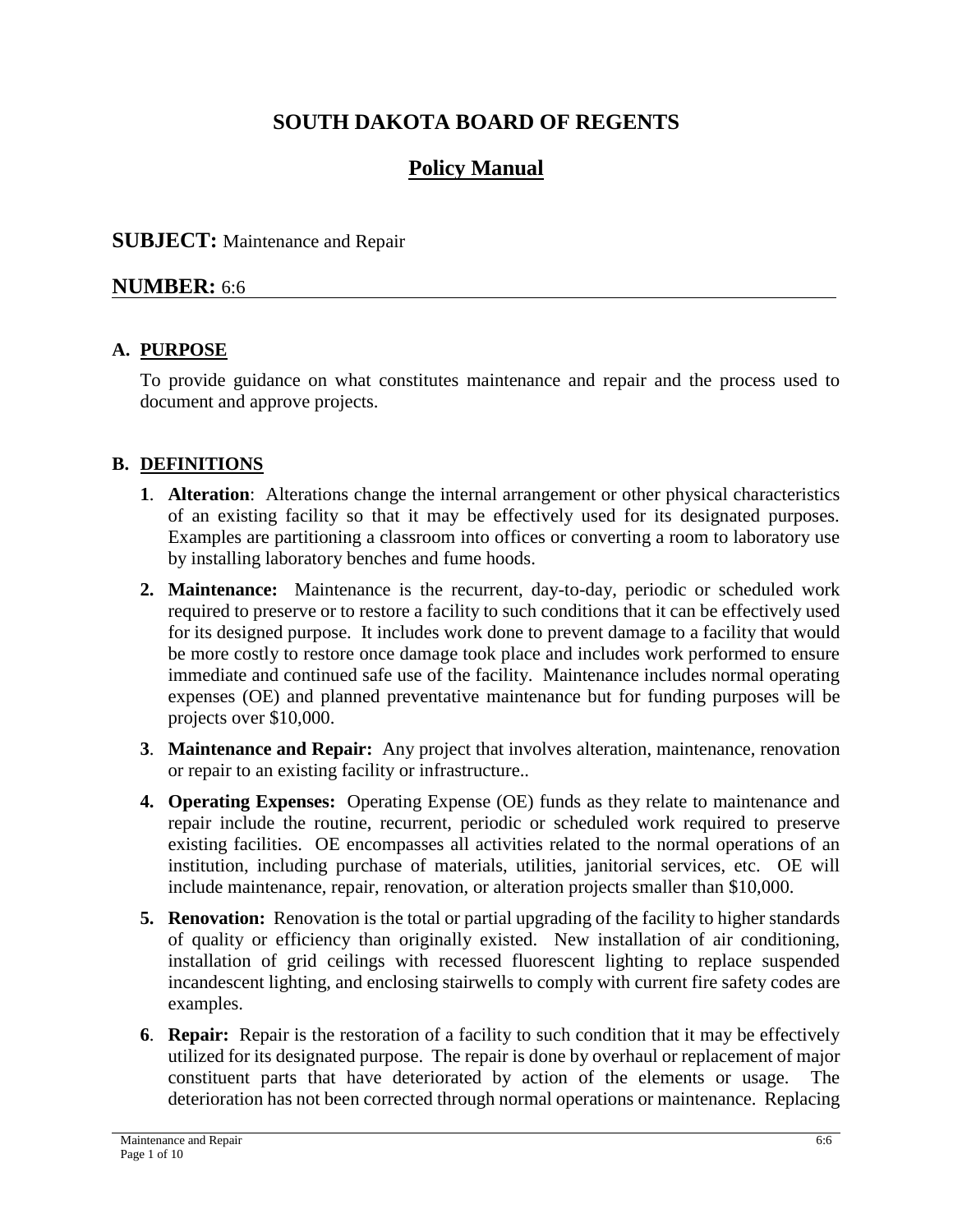# SOUTH DAKOTA BOARD OF REGENTS

## Policy Manual

**SUBJECT:** Maintenance and Repair

**NUMBER:** 6:6

---

### A. PURPOSE

To provide guidance on what constitutes maintenance and repair and the process used to document and approve projects.

### B. DEFINITIONS

1. **Alteration**: Alterations change the internal arrangement or other physical characteristics of an existing facility so that it may be effectively used for its designated purposes. Examples are partitioning a classroom into offices or converting a room to laboratory use by installing laboratory benches and fume hoods.

2. **Maintenance:** Maintenance is the recurrent, day-to-day, periodic or scheduled work required to preserve or to restore a facility to such conditions that it can be effectively used for its designed purpose. It includes work done to prevent damage to a facility that would be more costly to restore once damage took place and includes work performed to ensure immediate and continued safe use of the facility. Maintenance includes normal operating expenses (OE) and planned preventative maintenance but for funding purposes will be projects over $10,000.

3. **Maintenance and Repair:** Any project that involves alteration, maintenance, renovation or repair to an existing facility or infrastructure..

4. **Operating Expenses:** Operating Expense (OE) funds as they relate to maintenance and repair include the routine, recurrent, periodic or scheduled work required to preserve existing facilities. OE encompasses all activities related to the normal operations of an institution, including purchase of materials, utilities, janitorial services, etc. OE will include maintenance, repair, renovation, or alteration projects smaller than $10,000.

5. **Renovation:** Renovation is the total or partial upgrading of the facility to higher standards of quality or efficiency than originally existed. New installation of air conditioning, installation of grid ceilings with recessed fluorescent lighting to replace suspended incandescent lighting, and enclosing stairwells to comply with current fire safety codes are examples.

6. **Repair:** Repair is the restoration of a facility to such condition that it may be effectively utilized for its designated purpose. The repair is done by overhaul or replacement of major constituent parts that have deteriorated by action of the elements or usage. The deterioration has not been corrected through normal operations or maintenance. Replacing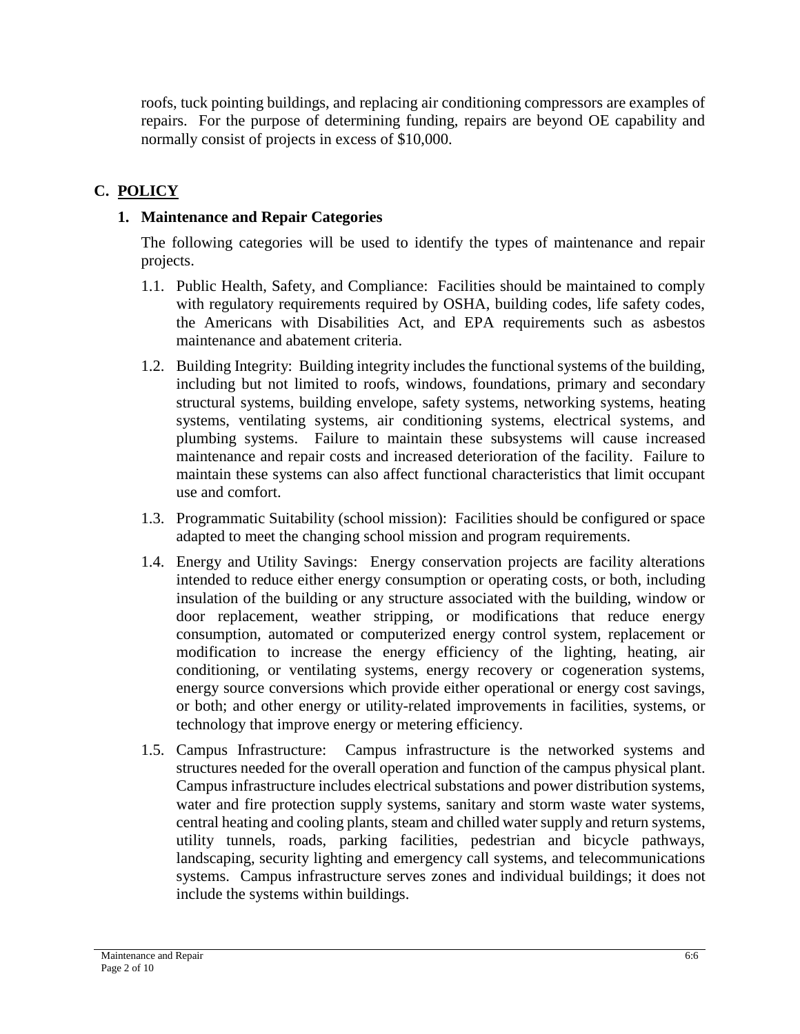roofs, tuck pointing buildings, and replacing air conditioning compressors are examples of repairs. For the purpose of determining funding, repairs are beyond OE capability and normally consist of projects in excess of $10,000.

## C. POLICY

### 1. Maintenance and Repair Categories

The following categories will be used to identify the types of maintenance and repair projects.

1.1. Public Health, Safety, and Compliance: Facilities should be maintained to comply with regulatory requirements required by OSHA, building codes, life safety codes, the Americans with Disabilities Act, and EPA requirements such as asbestos maintenance and abatement criteria.

1.2. Building Integrity: Building integrity includes the functional systems of the building, including but not limited to roofs, windows, foundations, primary and secondary structural systems, building envelope, safety systems, networking systems, heating systems, ventilating systems, air conditioning systems, electrical systems, and plumbing systems. Failure to maintain these subsystems will cause increased maintenance and repair costs and increased deterioration of the facility. Failure to maintain these systems can also affect functional characteristics that limit occupant use and comfort.

1.3. Programmatic Suitability (school mission): Facilities should be configured or space adapted to meet the changing school mission and program requirements.

1.4. Energy and Utility Savings: Energy conservation projects are facility alterations intended to reduce either energy consumption or operating costs, or both, including insulation of the building or any structure associated with the building, window or door replacement, weather stripping, or modifications that reduce energy consumption, automated or computerized energy control system, replacement or modification to increase the energy efficiency of the lighting, heating, air conditioning, or ventilating systems, energy recovery or cogeneration systems, energy source conversions which provide either operational or energy cost savings, or both; and other energy or utility-related improvements in facilities, systems, or technology that improve energy or metering efficiency.

1.5. Campus Infrastructure: Campus infrastructure is the networked systems and structures needed for the overall operation and function of the campus physical plant. Campus infrastructure includes electrical substations and power distribution systems, water and fire protection supply systems, sanitary and storm waste water systems, central heating and cooling plants, steam and chilled water supply and return systems, utility tunnels, roads, parking facilities, pedestrian and bicycle pathways, landscaping, security lighting and emergency call systems, and telecommunications systems. Campus infrastructure serves zones and individual buildings; it does not include the systems within buildings.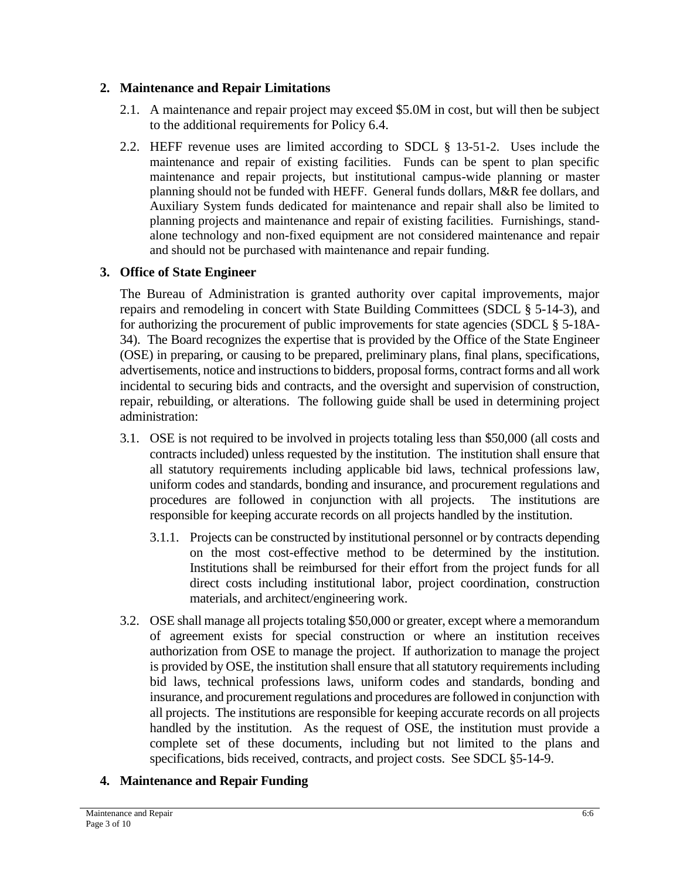## 2. Maintenance and Repair Limitations

2.1. A maintenance and repair project may exceed $5.0M in cost, but will then be subject to the additional requirements for Policy 6.4.

2.2. HEFF revenue uses are limited according to SDCL § 13-51-2. Uses include the maintenance and repair of existing facilities. Funds can be spent to plan specific maintenance and repair projects, but institutional campus-wide planning or master planning should not be funded with HEFF. General funds dollars, M&R fee dollars, and Auxiliary System funds dedicated for maintenance and repair shall also be limited to planning projects and maintenance and repair of existing facilities. Furnishings, stand-alone technology and non-fixed equipment are not considered maintenance and repair and should not be purchased with maintenance and repair funding.

## 3. Office of State Engineer

The Bureau of Administration is granted authority over capital improvements, major repairs and remodeling in concert with State Building Committees (SDCL § 5-14-3), and for authorizing the procurement of public improvements for state agencies (SDCL § 5-18A-34). The Board recognizes the expertise that is provided by the Office of the State Engineer (OSE) in preparing, or causing to be prepared, preliminary plans, final plans, specifications, advertisements, notice and instructions to bidders, proposal forms, contract forms and all work incidental to securing bids and contracts, and the oversight and supervision of construction, repair, rebuilding, or alterations. The following guide shall be used in determining project administration:

3.1. OSE is not required to be involved in projects totaling less than $50,000 (all costs and contracts included) unless requested by the institution. The institution shall ensure that all statutory requirements including applicable bid laws, technical professions law, uniform codes and standards, bonding and insurance, and procurement regulations and procedures are followed in conjunction with all projects. The institutions are responsible for keeping accurate records on all projects handled by the institution.

3.1.1. Projects can be constructed by institutional personnel or by contracts depending on the most cost-effective method to be determined by the institution. Institutions shall be reimbursed for their effort from the project funds for all direct costs including institutional labor, project coordination, construction materials, and architect/engineering work.

3.2. OSE shall manage all projects totaling $50,000 or greater, except where a memorandum of agreement exists for special construction or where an institution receives authorization from OSE to manage the project. If authorization to manage the project is provided by OSE, the institution shall ensure that all statutory requirements including bid laws, technical professions laws, uniform codes and standards, bonding and insurance, and procurement regulations and procedures are followed in conjunction with all projects. The institutions are responsible for keeping accurate records on all projects handled by the institution. As the request of OSE, the institution must provide a complete set of these documents, including but not limited to the plans and specifications, bids received, contracts, and project costs. See SDCL §5-14-9.

## 4. Maintenance and Repair Funding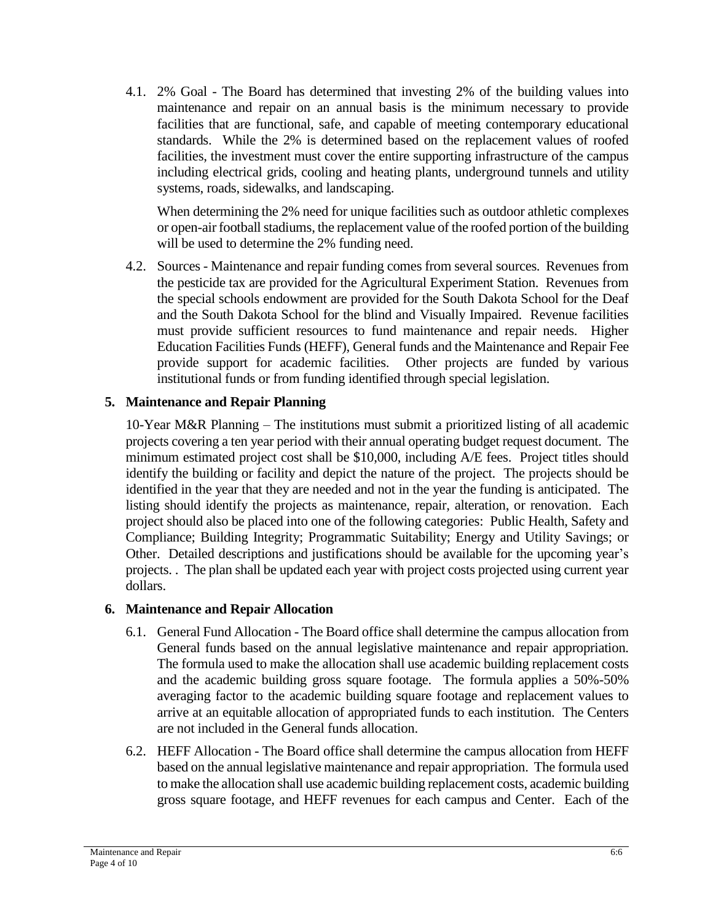4.1. 2% Goal - The Board has determined that investing 2% of the building values into maintenance and repair on an annual basis is the minimum necessary to provide facilities that are functional, safe, and capable of meeting contemporary educational standards. While the 2% is determined based on the replacement values of roofed facilities, the investment must cover the entire supporting infrastructure of the campus including electrical grids, cooling and heating plants, underground tunnels and utility systems, roads, sidewalks, and landscaping.

When determining the 2% need for unique facilities such as outdoor athletic complexes or open-air football stadiums, the replacement value of the roofed portion of the building will be used to determine the 2% funding need.

4.2. Sources - Maintenance and repair funding comes from several sources. Revenues from the pesticide tax are provided for the Agricultural Experiment Station. Revenues from the special schools endowment are provided for the South Dakota School for the Deaf and the South Dakota School for the blind and Visually Impaired. Revenue facilities must provide sufficient resources to fund maintenance and repair needs. Higher Education Facilities Funds (HEFF), General funds and the Maintenance and Repair Fee provide support for academic facilities. Other projects are funded by various institutional funds or from funding identified through special legislation.

## 5. Maintenance and Repair Planning

10-Year M&R Planning – The institutions must submit a prioritized listing of all academic projects covering a ten year period with their annual operating budget request document. The minimum estimated project cost shall be $10,000, including A/E fees. Project titles should identify the building or facility and depict the nature of the project. The projects should be identified in the year that they are needed and not in the year the funding is anticipated. The listing should identify the projects as maintenance, repair, alteration, or renovation. Each project should also be placed into one of the following categories: Public Health, Safety and Compliance; Building Integrity; Programmatic Suitability; Energy and Utility Savings; or Other. Detailed descriptions and justifications should be available for the upcoming year's projects. . The plan shall be updated each year with project costs projected using current year dollars.

## 6. Maintenance and Repair Allocation

6.1. General Fund Allocation - The Board office shall determine the campus allocation from General funds based on the annual legislative maintenance and repair appropriation. The formula used to make the allocation shall use academic building replacement costs and the academic building gross square footage. The formula applies a 50%-50% averaging factor to the academic building square footage and replacement values to arrive at an equitable allocation of appropriated funds to each institution. The Centers are not included in the General funds allocation.

6.2. HEFF Allocation - The Board office shall determine the campus allocation from HEFF based on the annual legislative maintenance and repair appropriation. The formula used to make the allocation shall use academic building replacement costs, academic building gross square footage, and HEFF revenues for each campus and Center. Each of the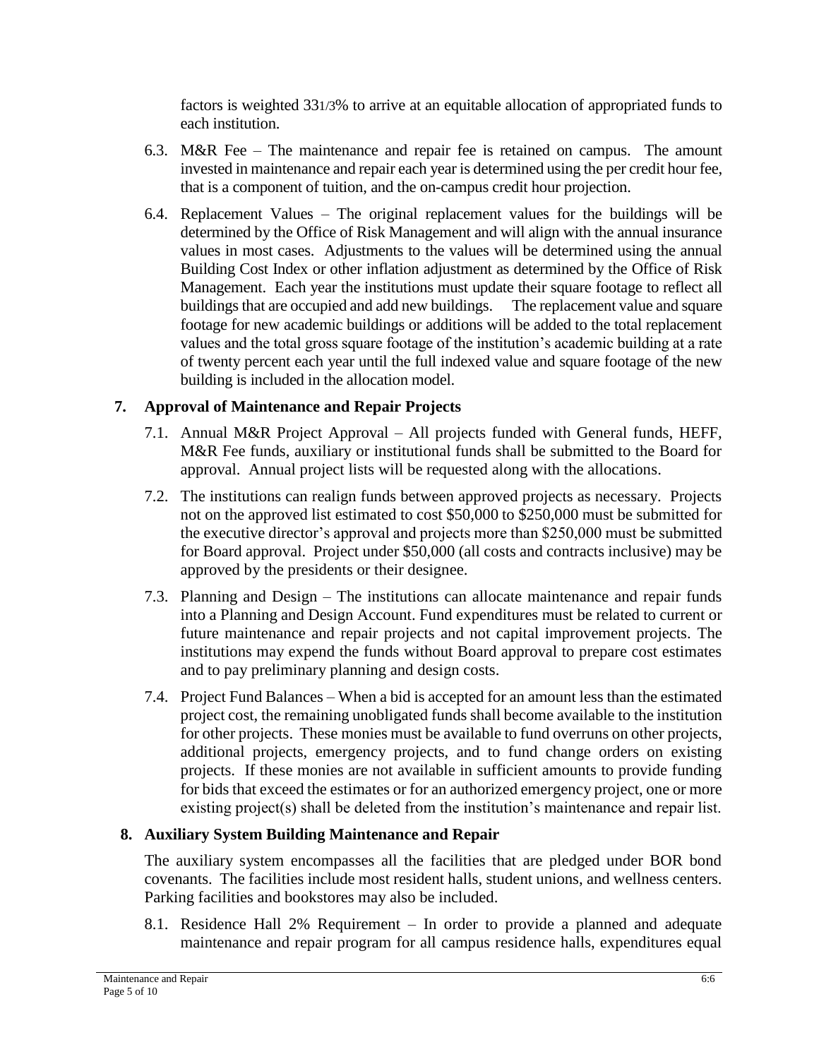factors is weighted 33 1/3% to arrive at an equitable allocation of appropriated funds to each institution.

6.3. M&R Fee – The maintenance and repair fee is retained on campus. The amount invested in maintenance and repair each year is determined using the per credit hour fee, that is a component of tuition, and the on-campus credit hour projection.

6.4. Replacement Values – The original replacement values for the buildings will be determined by the Office of Risk Management and will align with the annual insurance values in most cases. Adjustments to the values will be determined using the annual Building Cost Index or other inflation adjustment as determined by the Office of Risk Management. Each year the institutions must update their square footage to reflect all buildings that are occupied and add new buildings. The replacement value and square footage for new academic buildings or additions will be added to the total replacement values and the total gross square footage of the institution's academic building at a rate of twenty percent each year until the full indexed value and square footage of the new building is included in the allocation model.

## 7. Approval of Maintenance and Repair Projects

7.1. Annual M&R Project Approval – All projects funded with General funds, HEFF, M&R Fee funds, auxiliary or institutional funds shall be submitted to the Board for approval. Annual project lists will be requested along with the allocations.

7.2. The institutions can realign funds between approved projects as necessary. Projects not on the approved list estimated to cost \$50,000 to \$250,000 must be submitted for the executive director's approval and projects more than \$250,000 must be submitted for Board approval. Project under \$50,000 (all costs and contracts inclusive) may be approved by the presidents or their designee.

7.3. Planning and Design – The institutions can allocate maintenance and repair funds into a Planning and Design Account. Fund expenditures must be related to current or future maintenance and repair projects and not capital improvement projects. The institutions may expend the funds without Board approval to prepare cost estimates and to pay preliminary planning and design costs.

7.4. Project Fund Balances – When a bid is accepted for an amount less than the estimated project cost, the remaining unobligated funds shall become available to the institution for other projects. These monies must be available to fund overruns on other projects, additional projects, emergency projects, and to fund change orders on existing projects. If these monies are not available in sufficient amounts to provide funding for bids that exceed the estimates or for an authorized emergency project, one or more existing project(s) shall be deleted from the institution's maintenance and repair list.

## 8. Auxiliary System Building Maintenance and Repair

The auxiliary system encompasses all the facilities that are pledged under BOR bond covenants. The facilities include most resident halls, student unions, and wellness centers. Parking facilities and bookstores may also be included.

8.1. Residence Hall 2% Requirement – In order to provide a planned and adequate maintenance and repair program for all campus residence halls, expenditures equal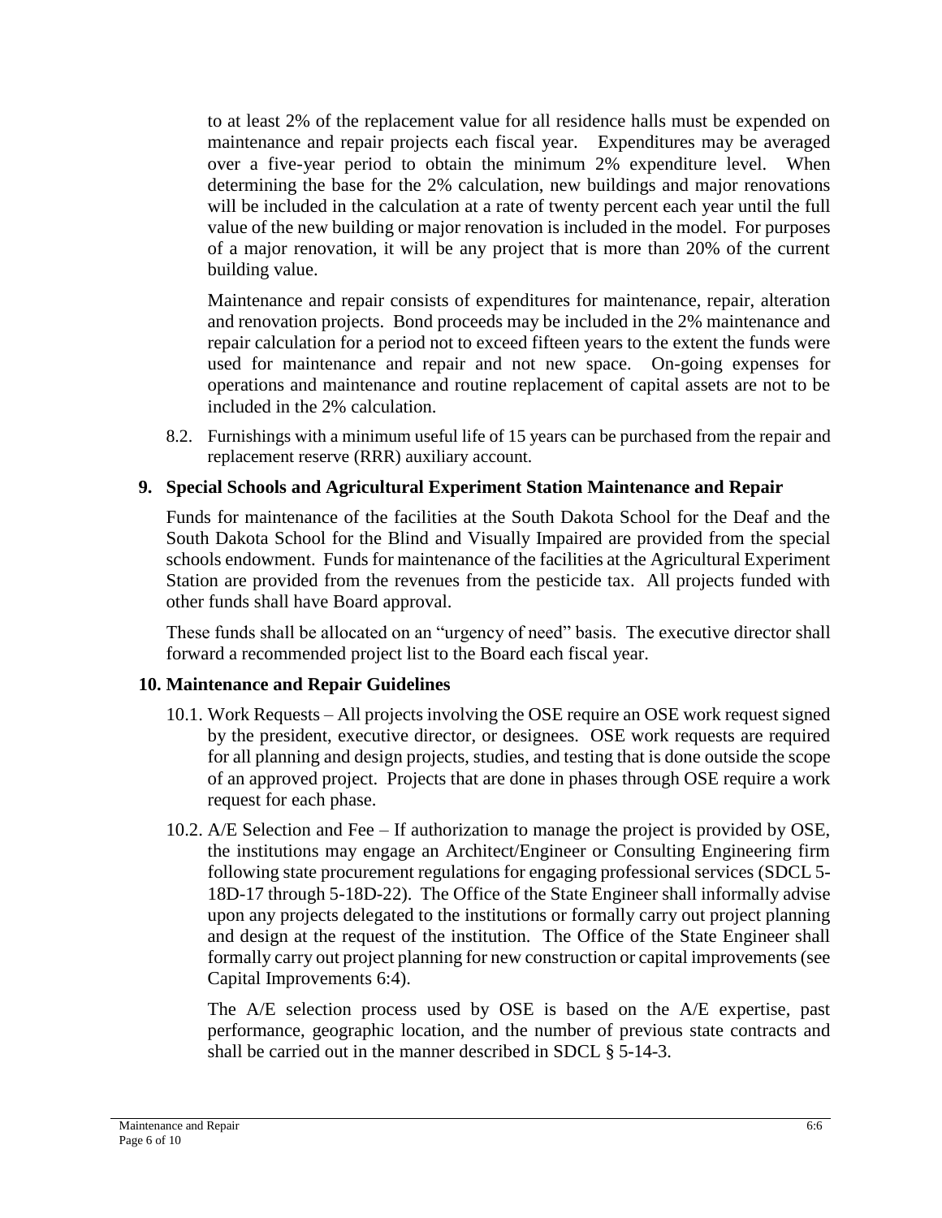to at least 2% of the replacement value for all residence halls must be expended on maintenance and repair projects each fiscal year. Expenditures may be averaged over a five-year period to obtain the minimum 2% expenditure level. When determining the base for the 2% calculation, new buildings and major renovations will be included in the calculation at a rate of twenty percent each year until the full value of the new building or major renovation is included in the model. For purposes of a major renovation, it will be any project that is more than 20% of the current building value.

Maintenance and repair consists of expenditures for maintenance, repair, alteration and renovation projects. Bond proceeds may be included in the 2% maintenance and repair calculation for a period not to exceed fifteen years to the extent the funds were used for maintenance and repair and not new space. On-going expenses for operations and maintenance and routine replacement of capital assets are not to be included in the 2% calculation.

8.2. Furnishings with a minimum useful life of 15 years can be purchased from the repair and replacement reserve (RRR) auxiliary account.

## 9. Special Schools and Agricultural Experiment Station Maintenance and Repair

Funds for maintenance of the facilities at the South Dakota School for the Deaf and the South Dakota School for the Blind and Visually Impaired are provided from the special schools endowment. Funds for maintenance of the facilities at the Agricultural Experiment Station are provided from the revenues from the pesticide tax. All projects funded with other funds shall have Board approval.

These funds shall be allocated on an "urgency of need" basis. The executive director shall forward a recommended project list to the Board each fiscal year.

## 10. Maintenance and Repair Guidelines

10.1. Work Requests – All projects involving the OSE require an OSE work request signed by the president, executive director, or designees. OSE work requests are required for all planning and design projects, studies, and testing that is done outside the scope of an approved project. Projects that are done in phases through OSE require a work request for each phase.

10.2. A/E Selection and Fee – If authorization to manage the project is provided by OSE, the institutions may engage an Architect/Engineer or Consulting Engineering firm following state procurement regulations for engaging professional services (SDCL 5-18D-17 through 5-18D-22). The Office of the State Engineer shall informally advise upon any projects delegated to the institutions or formally carry out project planning and design at the request of the institution. The Office of the State Engineer shall formally carry out project planning for new construction or capital improvements (see Capital Improvements 6:4).

The A/E selection process used by OSE is based on the A/E expertise, past performance, geographic location, and the number of previous state contracts and shall be carried out in the manner described in SDCL § 5-14-3.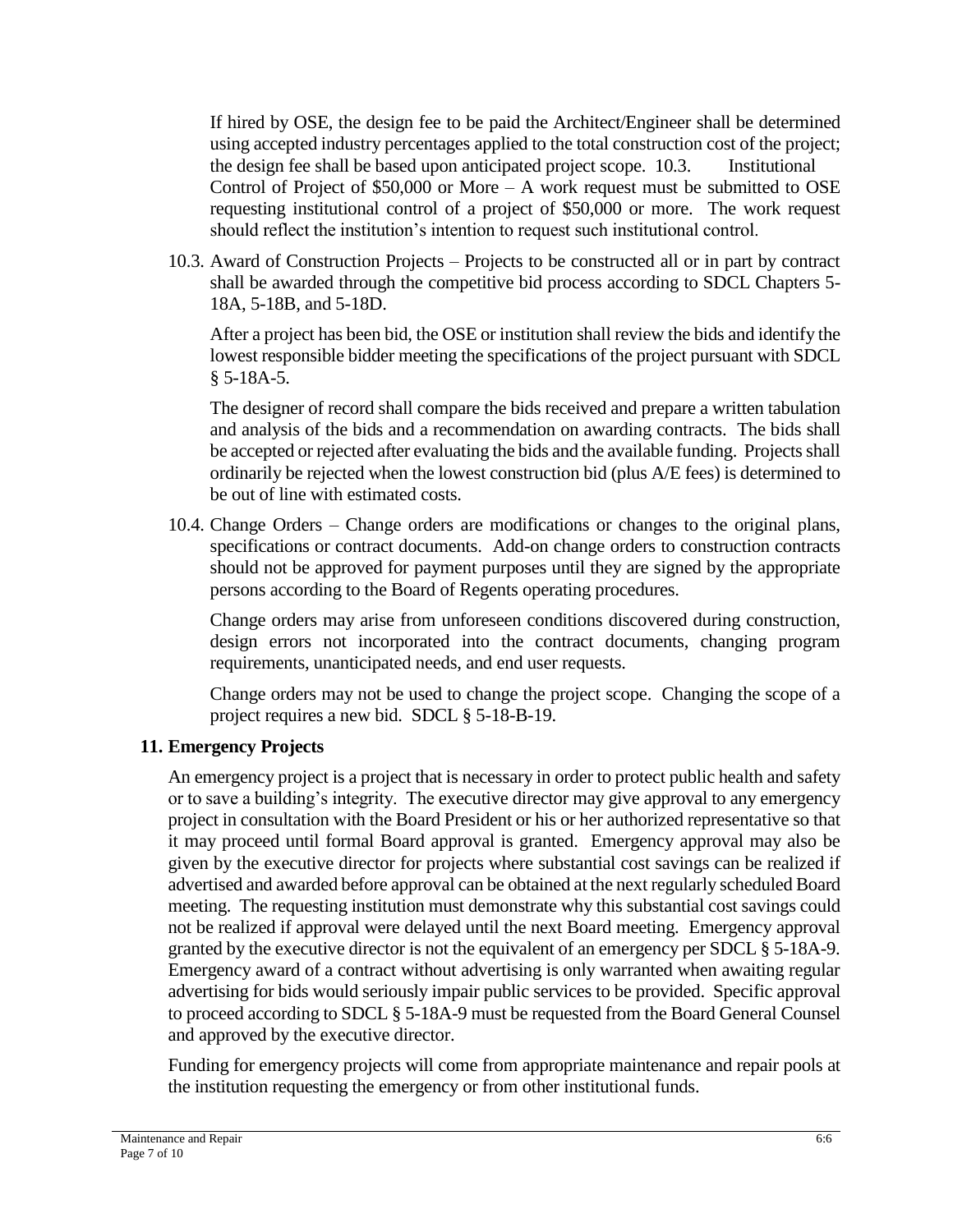If hired by OSE, the design fee to be paid the Architect/Engineer shall be determined using accepted industry percentages applied to the total construction cost of the project; the design fee shall be based upon anticipated project scope. 10.3. Institutional Control of Project of $50,000 or More – A work request must be submitted to OSE requesting institutional control of a project of $50,000 or more. The work request should reflect the institution's intention to request such institutional control.

10.3. Award of Construction Projects – Projects to be constructed all or in part by contract shall be awarded through the competitive bid process according to SDCL Chapters 5-18A, 5-18B, and 5-18D.

After a project has been bid, the OSE or institution shall review the bids and identify the lowest responsible bidder meeting the specifications of the project pursuant with SDCL § 5-18A-5.

The designer of record shall compare the bids received and prepare a written tabulation and analysis of the bids and a recommendation on awarding contracts. The bids shall be accepted or rejected after evaluating the bids and the available funding. Projects shall ordinarily be rejected when the lowest construction bid (plus A/E fees) is determined to be out of line with estimated costs.

10.4. Change Orders – Change orders are modifications or changes to the original plans, specifications or contract documents. Add-on change orders to construction contracts should not be approved for payment purposes until they are signed by the appropriate persons according to the Board of Regents operating procedures.

Change orders may arise from unforeseen conditions discovered during construction, design errors not incorporated into the contract documents, changing program requirements, unanticipated needs, and end user requests.

Change orders may not be used to change the project scope. Changing the scope of a project requires a new bid. SDCL § 5-18-B-19.

## 11. Emergency Projects

An emergency project is a project that is necessary in order to protect public health and safety or to save a building's integrity. The executive director may give approval to any emergency project in consultation with the Board President or his or her authorized representative so that it may proceed until formal Board approval is granted. Emergency approval may also be given by the executive director for projects where substantial cost savings can be realized if advertised and awarded before approval can be obtained at the next regularly scheduled Board meeting. The requesting institution must demonstrate why this substantial cost savings could not be realized if approval were delayed until the next Board meeting. Emergency approval granted by the executive director is not the equivalent of an emergency per SDCL § 5-18A-9. Emergency award of a contract without advertising is only warranted when awaiting regular advertising for bids would seriously impair public services to be provided. Specific approval to proceed according to SDCL § 5-18A-9 must be requested from the Board General Counsel and approved by the executive director.

Funding for emergency projects will come from appropriate maintenance and repair pools at the institution requesting the emergency or from other institutional funds.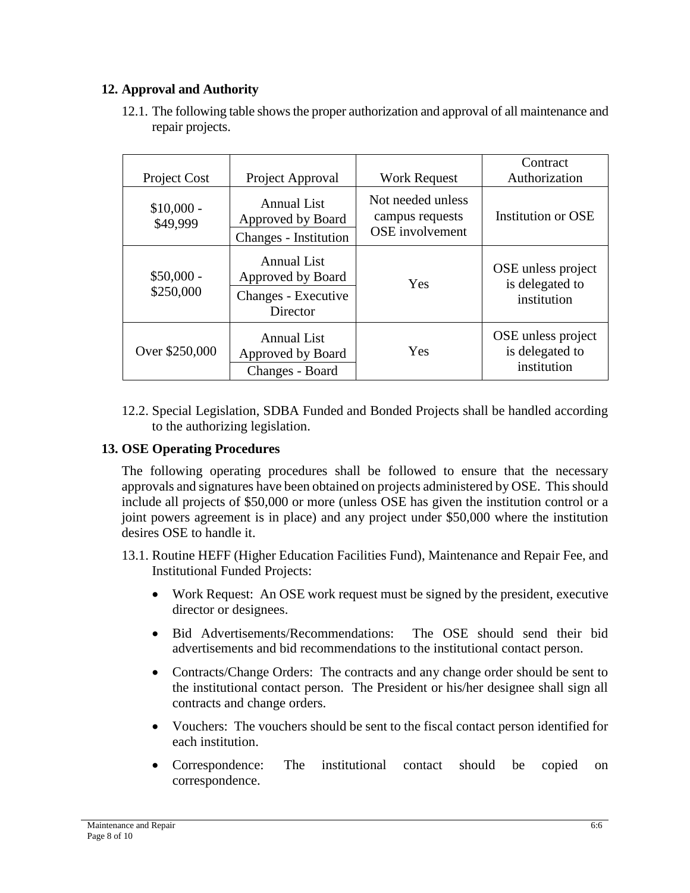## 12. Approval and Authority

12.1. The following table shows the proper authorization and approval of all maintenance and repair projects.

| Project Cost | Project Approval | Work Request | Contract Authorization |
|---|---|---|---|
| $10,000 - $49,999 | Annual List Approved by Board; Changes - Institution | Not needed unless campus requests OSE involvement | Institution or OSE |
| $50,000 - $250,000 | Annual List Approved by Board; Changes - Executive Director | Yes | OSE unless project is delegated to institution |
| Over $250,000 | Annual List Approved by Board; Changes - Board | Yes | OSE unless project is delegated to institution |

12.2. Special Legislation, SDBA Funded and Bonded Projects shall be handled according to the authorizing legislation.

## 13. OSE Operating Procedures

The following operating procedures shall be followed to ensure that the necessary approvals and signatures have been obtained on projects administered by OSE. This should include all projects of $50,000 or more (unless OSE has given the institution control or a joint powers agreement is in place) and any project under $50,000 where the institution desires OSE to handle it.

13.1. Routine HEFF (Higher Education Facilities Fund), Maintenance and Repair Fee, and Institutional Funded Projects:

- Work Request: An OSE work request must be signed by the president, executive director or designees.
- Bid Advertisements/Recommendations: The OSE should send their bid advertisements and bid recommendations to the institutional contact person.
- Contracts/Change Orders: The contracts and any change order should be sent to the institutional contact person. The President or his/her designee shall sign all contracts and change orders.
- Vouchers: The vouchers should be sent to the fiscal contact person identified for each institution.
- Correspondence: The institutional contact should be copied on correspondence.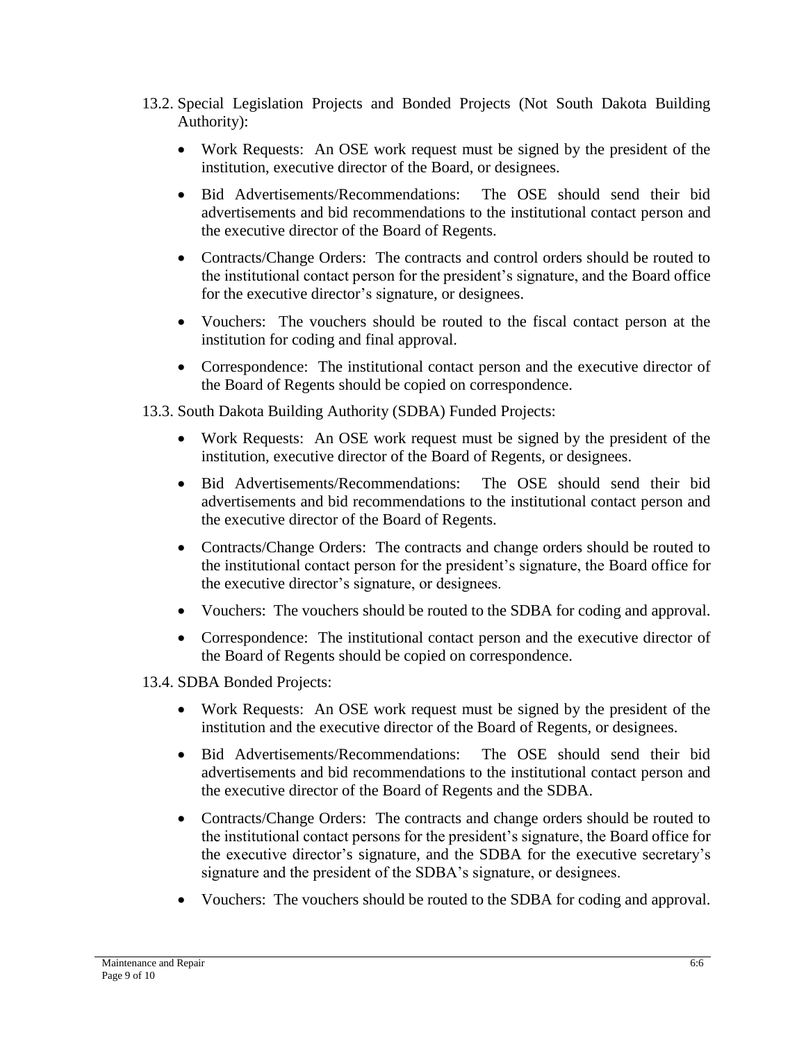13.2. Special Legislation Projects and Bonded Projects (Not South Dakota Building Authority):

- Work Requests: An OSE work request must be signed by the president of the institution, executive director of the Board, or designees.
- Bid Advertisements/Recommendations: The OSE should send their bid advertisements and bid recommendations to the institutional contact person and the executive director of the Board of Regents.
- Contracts/Change Orders: The contracts and control orders should be routed to the institutional contact person for the president's signature, and the Board office for the executive director's signature, or designees.
- Vouchers: The vouchers should be routed to the fiscal contact person at the institution for coding and final approval.
- Correspondence: The institutional contact person and the executive director of the Board of Regents should be copied on correspondence.

13.3. South Dakota Building Authority (SDBA) Funded Projects:

- Work Requests: An OSE work request must be signed by the president of the institution, executive director of the Board of Regents, or designees.
- Bid Advertisements/Recommendations: The OSE should send their bid advertisements and bid recommendations to the institutional contact person and the executive director of the Board of Regents.
- Contracts/Change Orders: The contracts and change orders should be routed to the institutional contact person for the president's signature, the Board office for the executive director's signature, or designees.
- Vouchers: The vouchers should be routed to the SDBA for coding and approval.
- Correspondence: The institutional contact person and the executive director of the Board of Regents should be copied on correspondence.

13.4. SDBA Bonded Projects:

- Work Requests: An OSE work request must be signed by the president of the institution and the executive director of the Board of Regents, or designees.
- Bid Advertisements/Recommendations: The OSE should send their bid advertisements and bid recommendations to the institutional contact person and the executive director of the Board of Regents and the SDBA.
- Contracts/Change Orders: The contracts and change orders should be routed to the institutional contact persons for the president's signature, the Board office for the executive director's signature, and the SDBA for the executive secretary's signature and the president of the SDBA's signature, or designees.
- Vouchers: The vouchers should be routed to the SDBA for coding and approval.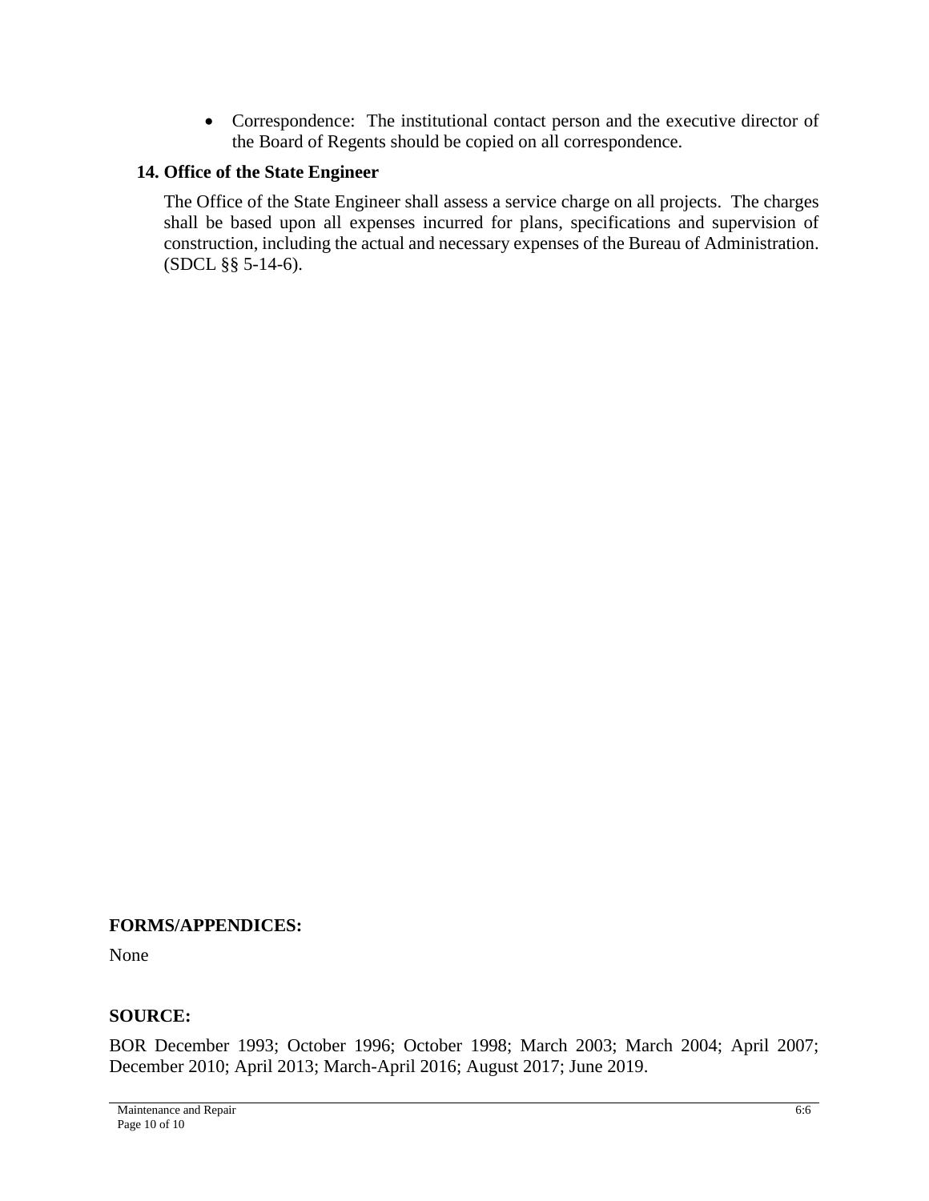- Correspondence: The institutional contact person and the executive director of the Board of Regents should be copied on all correspondence.

**14. Office of the State Engineer**

The Office of the State Engineer shall assess a service charge on all projects. The charges shall be based upon all expenses incurred for plans, specifications and supervision of construction, including the actual and necessary expenses of the Bureau of Administration. (SDCL §§ 5-14-6).

**FORMS/APPENDICES:**

None

**SOURCE:**

BOR December 1993; October 1996; October 1998; March 2003; March 2004; April 2007; December 2010; April 2013; March-April 2016; August 2017; June 2019.